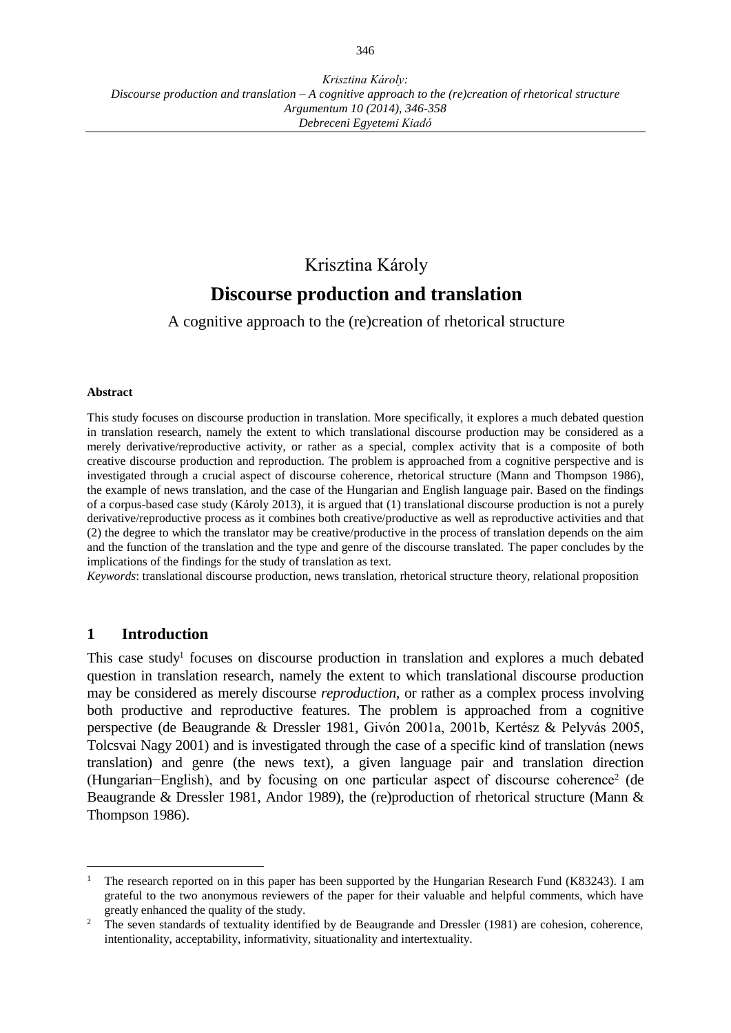Krisztina Károly

# Discourse production and translation

A cognitive approach to the (re)creation of rhetorical structure

**Abstract**

This study focuses on discourse production in translation. More specifically, it explores a much debated question in translation research, namely the extent to which translational discourse production may be considered as a merely derivative/reproductive activity, or rather as a special, complex activity that is a composite of both creative discourse production and reproduction. The problem is approached from a cognitive perspective and is investigated through a crucial aspect of discourse coherence, rhetorical structure (Mann and Thompson 1986), the example of news translation, and the case of the Hungarian and English language pair. Based on the findings of a corpus-based case study (Károly 2013), it is argued that (1) translational discourse production is not a purely derivative/reproductive process as it combines both creative/productive as well as reproductive activities and that (2) the degree to which the translator may be creative/productive in the process of translation depends on the aim and the function of the translation and the type and genre of the discourse translated. The paper concludes by the implications of the findings for the study of translation as text.

*Keywords*: translational discourse production, news translation, rhetorical structure theory, relational proposition

## 1 Introduction

This case study[1] focuses on discourse production in translation and explores a much debated question in translation research, namely the extent to which translational discourse production may be considered as merely discourse *reproduction*, or rather as a complex process involving both productive and reproductive features. The problem is approached from a cognitive perspective (de Beaugrande & Dressler 1981, Givón 2001a, 2001b, Kertész & Pelyvás 2005, Tolcsvai Nagy 2001) and is investigated through the case of a specific kind of translation (news translation) and genre (the news text), a given language pair and translation direction (Hungarian−English), and by focusing on one particular aspect of discourse coherence[2] (de Beaugrande & Dressler 1981, Andor 1989), the (re)production of rhetorical structure (Mann & Thompson 1986).

---

[1] The research reported on in this paper has been supported by the Hungarian Research Fund (K83243). I am grateful to the two anonymous reviewers of the paper for their valuable and helpful comments, which have greatly enhanced the quality of the study.

[2] The seven standards of textuality identified by de Beaugrande and Dressler (1981) are cohesion, coherence, intentionality, acceptability, informativity, situationality and intertextuality.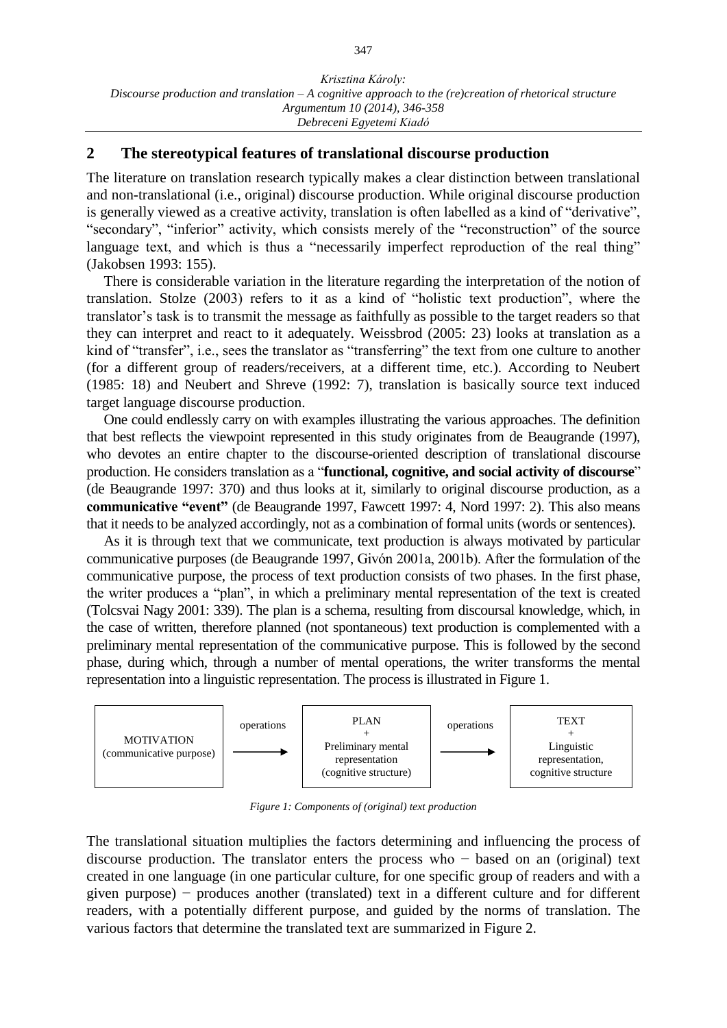## 2 The stereotypical features of translational discourse production

The literature on translation research typically makes a clear distinction between translational and non-translational (i.e., original) discourse production. While original discourse production is generally viewed as a creative activity, translation is often labelled as a kind of "derivative", "secondary", "inferior" activity, which consists merely of the "reconstruction" of the source language text, and which is thus a "necessarily imperfect reproduction of the real thing" (Jakobsen 1993: 155).

There is considerable variation in the literature regarding the interpretation of the notion of translation. Stolze (2003) refers to it as a kind of "holistic text production", where the translator's task is to transmit the message as faithfully as possible to the target readers so that they can interpret and react to it adequately. Weissbrod (2005: 23) looks at translation as a kind of "transfer", i.e., sees the translator as "transferring" the text from one culture to another (for a different group of readers/receivers, at a different time, etc.). According to Neubert (1985: 18) and Neubert and Shreve (1992: 7), translation is basically source text induced target language discourse production.

One could endlessly carry on with examples illustrating the various approaches. The definition that best reflects the viewpoint represented in this study originates from de Beaugrande (1997), who devotes an entire chapter to the discourse-oriented description of translational discourse production. He considers translation as a "**functional, cognitive, and social activity of discourse**" (de Beaugrande 1997: 370) and thus looks at it, similarly to original discourse production, as a **communicative "event"** (de Beaugrande 1997, Fawcett 1997: 4, Nord 1997: 2). This also means that it needs to be analyzed accordingly, not as a combination of formal units (words or sentences).

As it is through text that we communicate, text production is always motivated by particular communicative purposes (de Beaugrande 1997, Givón 2001a, 2001b). After the formulation of the communicative purpose, the process of text production consists of two phases. In the first phase, the writer produces a "plan", in which a preliminary mental representation of the text is created (Tolcsvai Nagy 2001: 339). The plan is a schema, resulting from discoursal knowledge, which, in the case of written, therefore planned (not spontaneous) text production is complemented with a preliminary mental representation of the communicative purpose. This is followed by the second phase, during which, through a number of mental operations, the writer transforms the mental representation into a linguistic representation. The process is illustrated in Figure 1.

| MOTIVATION (communicative purpose) | operations → | PLAN + Preliminary mental representation (cognitive structure) | operations → | TEXT + Linguistic representation, cognitive structure |
|---|---|---|---|---|

*Figure 1: Components of (original) text production*

The translational situation multiplies the factors determining and influencing the process of discourse production. The translator enters the process who − based on an (original) text created in one language (in one particular culture, for one specific group of readers and with a given purpose) − produces another (translated) text in a different culture and for different readers, with a potentially different purpose, and guided by the norms of translation. The various factors that determine the translated text are summarized in Figure 2.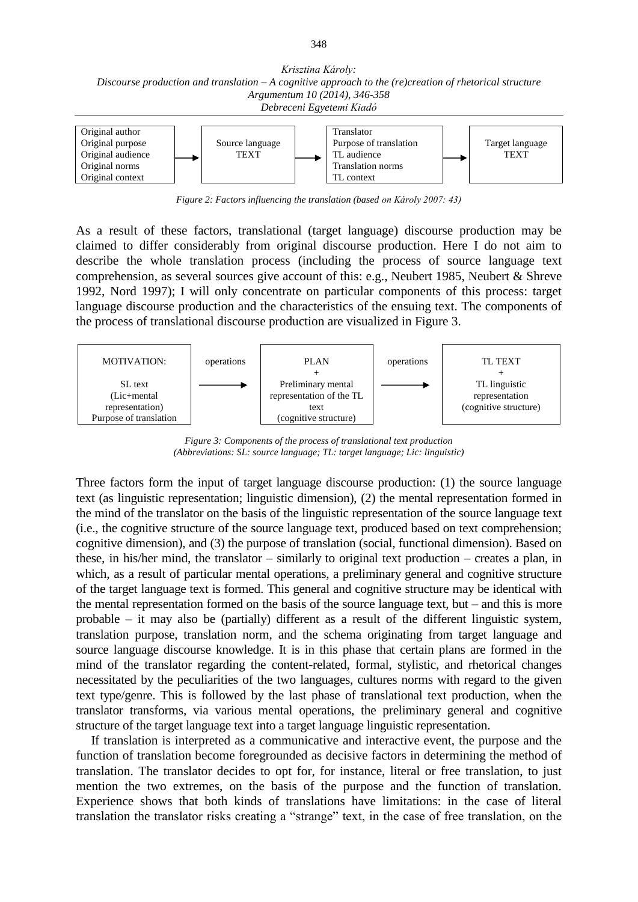| Original author<br>Original purpose<br>Original audience<br>Original norms<br>Original context | → | Source language TEXT | → | Translator<br>Purpose of translation<br>TL audience<br>Translation norms<br>TL context | → | Target language TEXT |
|---|---|---|---|---|---|---|

*Figure 2: Factors influencing the translation (based on Károly 2007: 43)*

As a result of these factors, translational (target language) discourse production may be claimed to differ considerably from original discourse production. Here I do not aim to describe the whole translation process (including the process of source language text comprehension, as several sources give account of this: e.g., Neubert 1985, Neubert & Shreve 1992, Nord 1997); I will only concentrate on particular components of this process: target language discourse production and the characteristics of the ensuing text. The components of the process of translational discourse production are visualized in Figure 3.

| MOTIVATION:<br><br>SL text<br>(Lic+mental representation)<br>Purpose of translation | operations<br>→ | PLAN<br>+<br>Preliminary mental representation of the TL text<br>(cognitive structure) | operations<br>→ | TL TEXT<br>+<br>TL linguistic representation<br>(cognitive structure) |
|---|---|---|---|---|

*Figure 3: Components of the process of translational text production*
*(Abbreviations: SL: source language; TL: target language; Lic: linguistic)*

Three factors form the input of target language discourse production: (1) the source language text (as linguistic representation; linguistic dimension), (2) the mental representation formed in the mind of the translator on the basis of the linguistic representation of the source language text (i.e., the cognitive structure of the source language text, produced based on text comprehension; cognitive dimension), and (3) the purpose of translation (social, functional dimension). Based on these, in his/her mind, the translator – similarly to original text production – creates a plan, in which, as a result of particular mental operations, a preliminary general and cognitive structure of the target language text is formed. This general and cognitive structure may be identical with the mental representation formed on the basis of the source language text, but – and this is more probable – it may also be (partially) different as a result of the different linguistic system, translation purpose, translation norm, and the schema originating from target language and source language discourse knowledge. It is in this phase that certain plans are formed in the mind of the translator regarding the content-related, formal, stylistic, and rhetorical changes necessitated by the peculiarities of the two languages, cultures norms with regard to the given text type/genre. This is followed by the last phase of translational text production, when the translator transforms, via various mental operations, the preliminary general and cognitive structure of the target language text into a target language linguistic representation.

If translation is interpreted as a communicative and interactive event, the purpose and the function of translation become foregrounded as decisive factors in determining the method of translation. The translator decides to opt for, for instance, literal or free translation, to just mention the two extremes, on the basis of the purpose and the function of translation. Experience shows that both kinds of translations have limitations: in the case of literal translation the translator risks creating a "strange" text, in the case of free translation, on the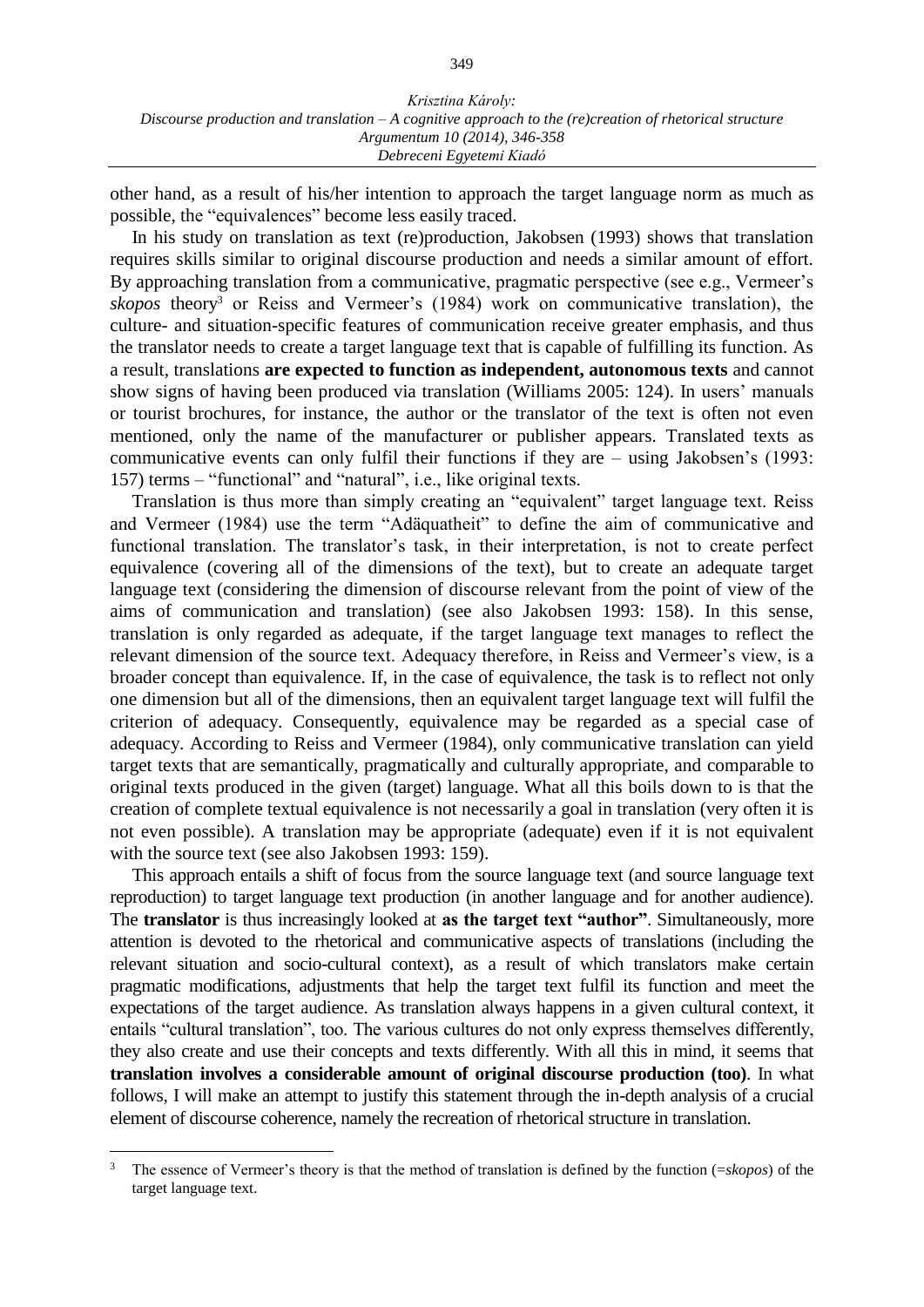other hand, as a result of his/her intention to approach the target language norm as much as possible, the "equivalences" become less easily traced.

In his study on translation as text (re)production, Jakobsen (1993) shows that translation requires skills similar to original discourse production and needs a similar amount of effort. By approaching translation from a communicative, pragmatic perspective (see e.g., Vermeer's *skopos* theory[3] or Reiss and Vermeer's (1984) work on communicative translation), the culture- and situation-specific features of communication receive greater emphasis, and thus the translator needs to create a target language text that is capable of fulfilling its function. As a result, translations **are expected to function as independent, autonomous texts** and cannot show signs of having been produced via translation (Williams 2005: 124). In users' manuals or tourist brochures, for instance, the author or the translator of the text is often not even mentioned, only the name of the manufacturer or publisher appears. Translated texts as communicative events can only fulfil their functions if they are – using Jakobsen's (1993: 157) terms – "functional" and "natural", i.e., like original texts.

Translation is thus more than simply creating an "equivalent" target language text. Reiss and Vermeer (1984) use the term "Adäquatheit" to define the aim of communicative and functional translation. The translator's task, in their interpretation, is not to create perfect equivalence (covering all of the dimensions of the text), but to create an adequate target language text (considering the dimension of discourse relevant from the point of view of the aims of communication and translation) (see also Jakobsen 1993: 158). In this sense, translation is only regarded as adequate, if the target language text manages to reflect the relevant dimension of the source text. Adequacy therefore, in Reiss and Vermeer's view, is a broader concept than equivalence. If, in the case of equivalence, the task is to reflect not only one dimension but all of the dimensions, then an equivalent target language text will fulfil the criterion of adequacy. Consequently, equivalence may be regarded as a special case of adequacy. According to Reiss and Vermeer (1984), only communicative translation can yield target texts that are semantically, pragmatically and culturally appropriate, and comparable to original texts produced in the given (target) language. What all this boils down to is that the creation of complete textual equivalence is not necessarily a goal in translation (very often it is not even possible). A translation may be appropriate (adequate) even if it is not equivalent with the source text (see also Jakobsen 1993: 159).

This approach entails a shift of focus from the source language text (and source language text reproduction) to target language text production (in another language and for another audience). The **translator** is thus increasingly looked at **as the target text "author"**. Simultaneously, more attention is devoted to the rhetorical and communicative aspects of translations (including the relevant situation and socio-cultural context), as a result of which translators make certain pragmatic modifications, adjustments that help the target text fulfil its function and meet the expectations of the target audience. As translation always happens in a given cultural context, it entails "cultural translation", too. The various cultures do not only express themselves differently, they also create and use their concepts and texts differently. With all this in mind, it seems that **translation involves a considerable amount of original discourse production (too)**. In what follows, I will make an attempt to justify this statement through the in-depth analysis of a crucial element of discourse coherence, namely the recreation of rhetorical structure in translation.

[3] The essence of Vermeer's theory is that the method of translation is defined by the function (=*skopos*) of the target language text.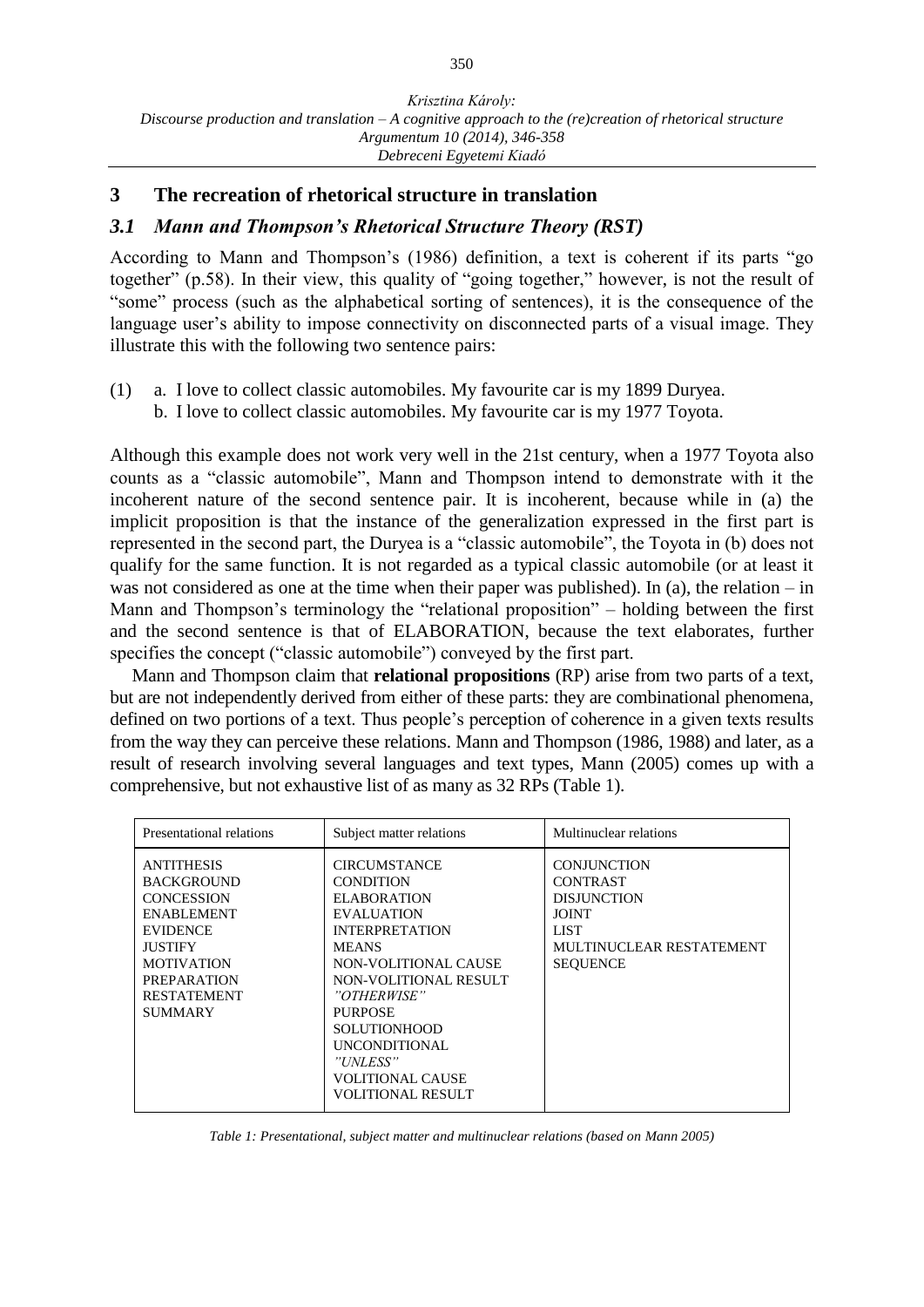## 3 The recreation of rhetorical structure in translation

### *3.1 Mann and Thompson's Rhetorical Structure Theory (RST)*

According to Mann and Thompson's (1986) definition, a text is coherent if its parts "go together" (p.58). In their view, this quality of "going together," however, is not the result of "some" process (such as the alphabetical sorting of sentences), it is the consequence of the language user's ability to impose connectivity on disconnected parts of a visual image. They illustrate this with the following two sentence pairs:

(1) a. I love to collect classic automobiles. My favourite car is my 1899 Duryea.
 b. I love to collect classic automobiles. My favourite car is my 1977 Toyota.

Although this example does not work very well in the 21st century, when a 1977 Toyota also counts as a "classic automobile", Mann and Thompson intend to demonstrate with it the incoherent nature of the second sentence pair. It is incoherent, because while in (a) the implicit proposition is that the instance of the generalization expressed in the first part is represented in the second part, the Duryea is a "classic automobile", the Toyota in (b) does not qualify for the same function. It is not regarded as a typical classic automobile (or at least it was not considered as one at the time when their paper was published). In (a), the relation – in Mann and Thompson's terminology the "relational proposition" – holding between the first and the second sentence is that of ELABORATION, because the text elaborates, further specifies the concept ("classic automobile") conveyed by the first part.

Mann and Thompson claim that **relational propositions** (RP) arise from two parts of a text, but are not independently derived from either of these parts: they are combinational phenomena, defined on two portions of a text. Thus people's perception of coherence in a given texts results from the way they can perceive these relations. Mann and Thompson (1986, 1988) and later, as a result of research involving several languages and text types, Mann (2005) comes up with a comprehensive, but not exhaustive list of as many as 32 RPs (Table 1).

| Presentational relations | Subject matter relations | Multinuclear relations |
|---|---|---|
| ANTITHESIS | CIRCUMSTANCE | CONJUNCTION |
| BACKGROUND | CONDITION | CONTRAST |
| CONCESSION | ELABORATION | DISJUNCTION |
| ENABLEMENT | EVALUATION | JOINT |
| EVIDENCE | INTERPRETATION | LIST |
| JUSTIFY | MEANS | MULTINUCLEAR RESTATEMENT |
| MOTIVATION | NON-VOLITIONAL CAUSE | SEQUENCE |
| PREPARATION | NON-VOLITIONAL RESULT | |
| RESTATEMENT | *"OTHERWISE"* | |
| SUMMARY | PURPOSE | |
| | SOLUTIONHOOD | |
| | UNCONDITIONAL | |
| | *"UNLESS"* | |
| | VOLITIONAL CAUSE | |
| | VOLITIONAL RESULT | |

*Table 1: Presentational, subject matter and multinuclear relations (based on Mann 2005)*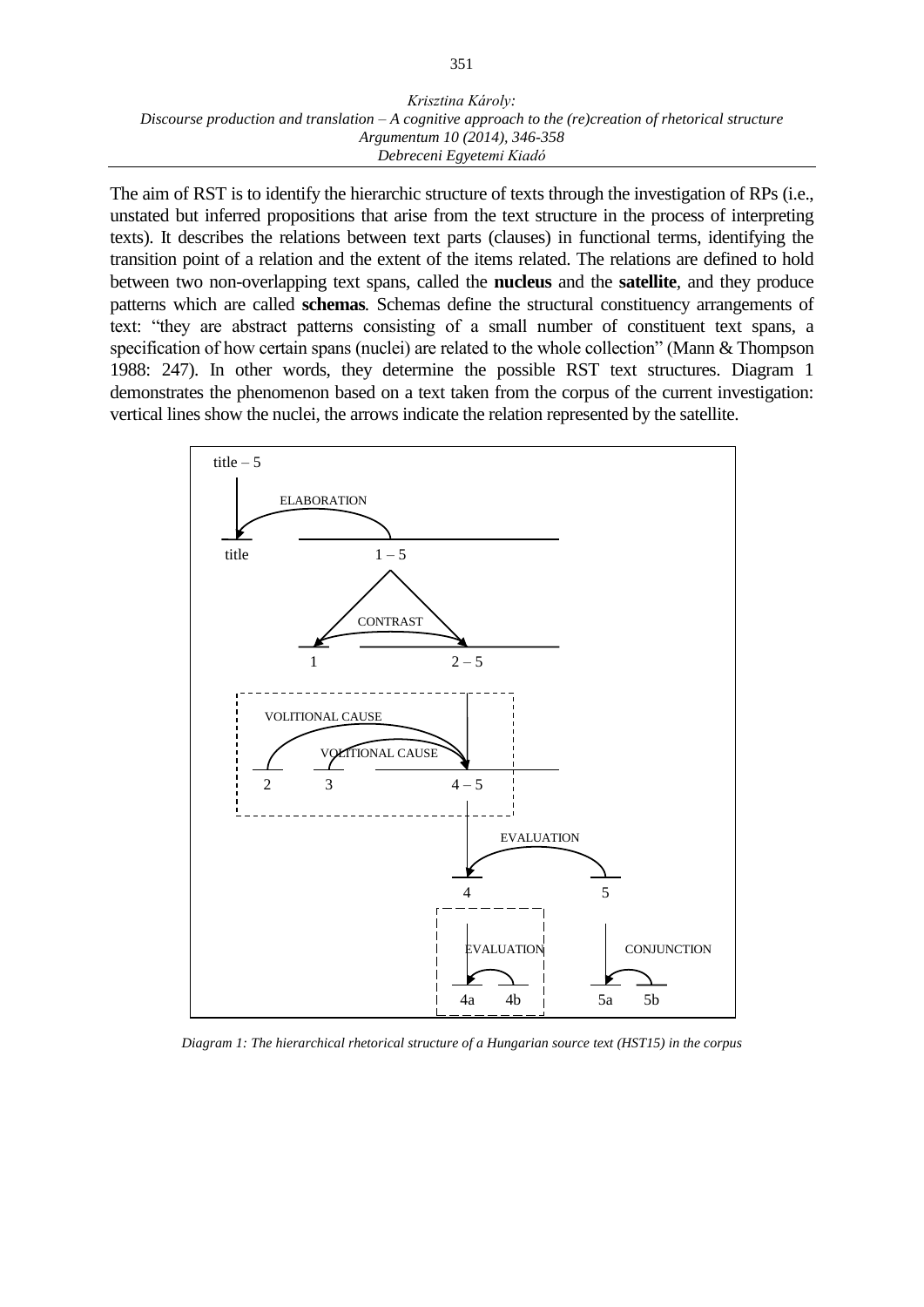The aim of RST is to identify the hierarchic structure of texts through the investigation of RPs (i.e., unstated but inferred propositions that arise from the text structure in the process of interpreting texts). It describes the relations between text parts (clauses) in functional terms, identifying the transition point of a relation and the extent of the items related. The relations are defined to hold between two non-overlapping text spans, called the **nucleus** and the **satellite**, and they produce patterns which are called **schemas**. Schemas define the structural constituency arrangements of text: "they are abstract patterns consisting of a small number of constituent text spans, a specification of how certain spans (nuclei) are related to the whole collection" (Mann & Thompson 1988: 247). In other words, they determine the possible RST text structures. Diagram 1 demonstrates the phenomenon based on a text taken from the corpus of the current investigation: vertical lines show the nuclei, the arrows indicate the relation represented by the satellite.

title – 5

ELABORATION

title 1 – 5

CONTRAST

1 2 – 5

VOLITIONAL CAUSE

VOLITIONAL CAUSE

2 3 4 – 5

EVALUATION

4 5

EVALUATION CONJUNCTION

4a 4b 5a 5b

*Diagram 1: The hierarchical rhetorical structure of a Hungarian source text (HST15) in the corpus*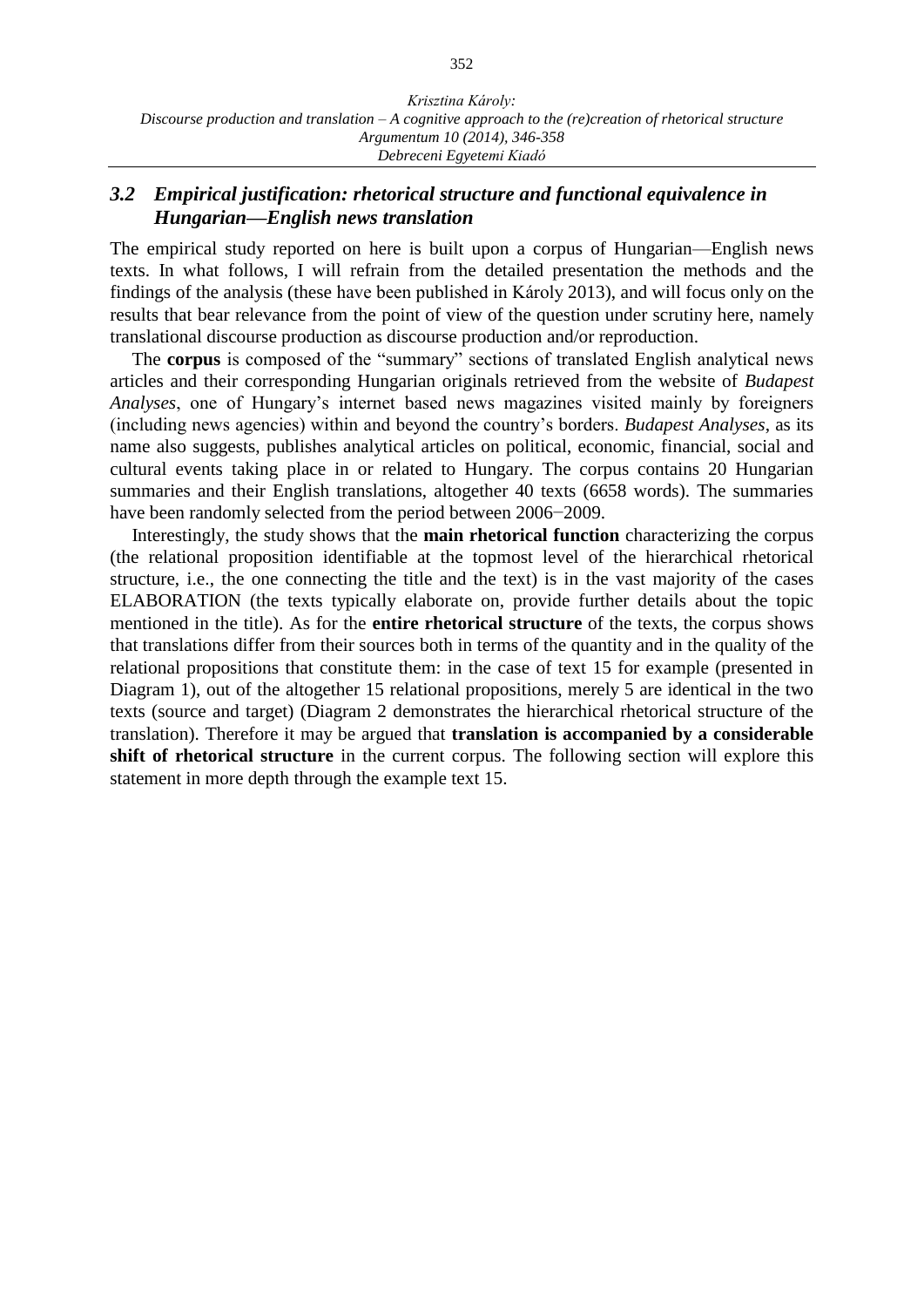### *3.2 Empirical justification: rhetorical structure and functional equivalence in Hungarian—English news translation*

The empirical study reported on here is built upon a corpus of Hungarian—English news texts. In what follows, I will refrain from the detailed presentation the methods and the findings of the analysis (these have been published in Károly 2013), and will focus only on the results that bear relevance from the point of view of the question under scrutiny here, namely translational discourse production as discourse production and/or reproduction.

The **corpus** is composed of the "summary" sections of translated English analytical news articles and their corresponding Hungarian originals retrieved from the website of *Budapest Analyses*, one of Hungary's internet based news magazines visited mainly by foreigners (including news agencies) within and beyond the country's borders. *Budapest Analyses*, as its name also suggests, publishes analytical articles on political, economic, financial, social and cultural events taking place in or related to Hungary. The corpus contains 20 Hungarian summaries and their English translations, altogether 40 texts (6658 words). The summaries have been randomly selected from the period between 2006−2009.

Interestingly, the study shows that the **main rhetorical function** characterizing the corpus (the relational proposition identifiable at the topmost level of the hierarchical rhetorical structure, i.e., the one connecting the title and the text) is in the vast majority of the cases ELABORATION (the texts typically elaborate on, provide further details about the topic mentioned in the title). As for the **entire rhetorical structure** of the texts, the corpus shows that translations differ from their sources both in terms of the quantity and in the quality of the relational propositions that constitute them: in the case of text 15 for example (presented in Diagram 1), out of the altogether 15 relational propositions, merely 5 are identical in the two texts (source and target) (Diagram 2 demonstrates the hierarchical rhetorical structure of the translation). Therefore it may be argued that **translation is accompanied by a considerable shift of rhetorical structure** in the current corpus. The following section will explore this statement in more depth through the example text 15.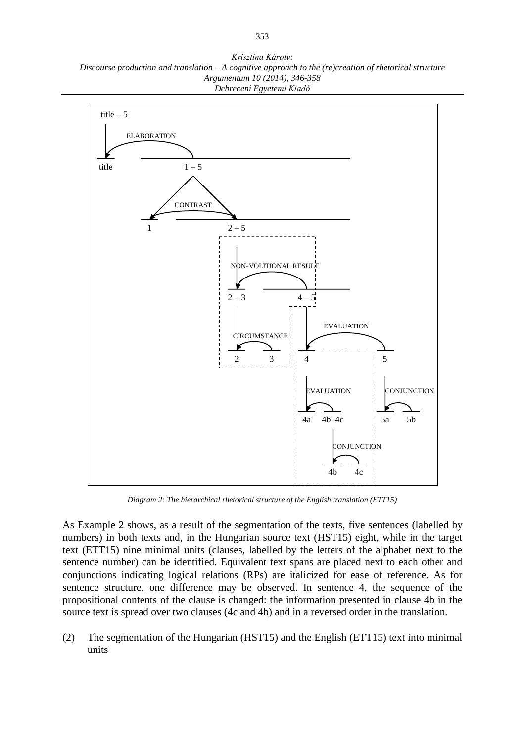*Diagram 2: The hierarchical rhetorical structure of the English translation (ETT15)*

As Example 2 shows, as a result of the segmentation of the texts, five sentences (labelled by numbers) in both texts and, in the Hungarian source text (HST15) eight, while in the target text (ETT15) nine minimal units (clauses, labelled by the letters of the alphabet next to the sentence number) can be identified. Equivalent text spans are placed next to each other and conjunctions indicating logical relations (RPs) are italicized for ease of reference. As for sentence structure, one difference may be observed. In sentence 4, the sequence of the propositional contents of the clause is changed: the information presented in clause 4b in the source text is spread over two clauses (4c and 4b) and in a reversed order in the translation.

(2) The segmentation of the Hungarian (HST15) and the English (ETT15) text into minimal units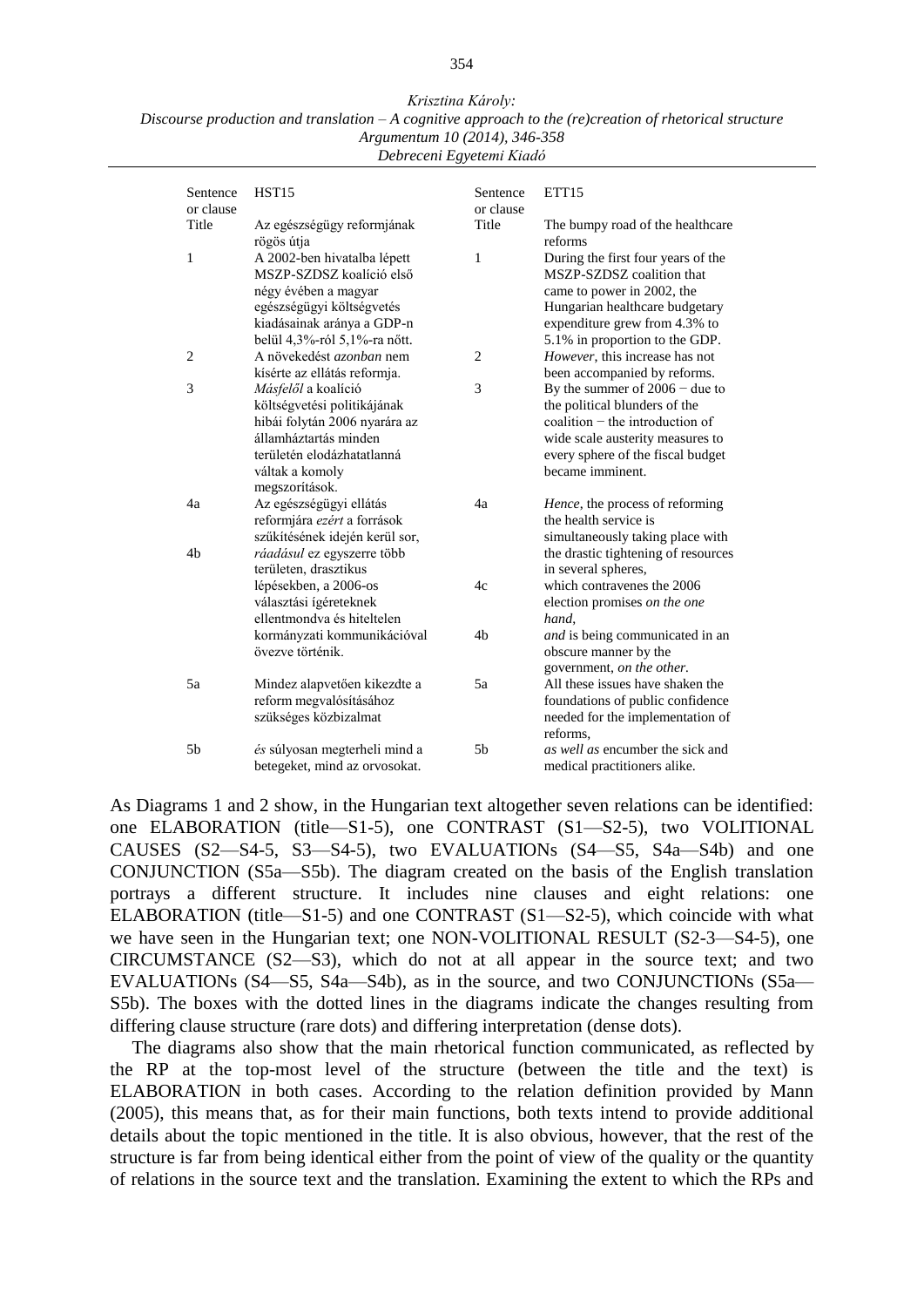| Sentence or clause | HST15 | Sentence or clause | ETT15 |
|---|---|---|---|
| Title | Az egészségügy reformjának rögös útja | Title | The bumpy road of the healthcare reforms |
| 1 | A 2002-ben hivatalba lépett MSZP-SZDSZ koalíció első négy évében a magyar egészségügyi költségvetés kiadásainak aránya a GDP-n belül 4,3%-ról 5,1%-ra nőtt. | 1 | During the first four years of the MSZP-SZDSZ coalition that came to power in 2002, the Hungarian healthcare budgetary expenditure grew from 4.3% to 5.1% in proportion to the GDP. |
| 2 | A növekedést *azonban* nem kísérte az ellátás reformja. | 2 | *However*, this increase has not been accompanied by reforms. |
| 3 | *Másfelől* a koalíció költségvetési politikájának hibái folytán 2006 nyarára az államháztartás minden területén elodázhatatlanná váltak a komoly megszorítások. | 3 | By the summer of 2006 − due to the political blunders of the coalition − the introduction of wide scale austerity measures to every sphere of the fiscal budget became imminent. |
| 4a | Az egészségügyi ellátás reformjára *ezért* a források szűkítésének idején kerül sor, | 4a | *Hence*, the process of reforming the health service is simultaneously taking place with the drastic tightening of resources in several spheres, |
| 4b | *ráadásul* ez egyszerre több területen, drasztikus lépésekben, a 2006-os választási ígéreteknek ellentmondva és hiteltelen kormányzati kommunikációval övezve történik. | 4c | which contravenes the 2006 election promises *on the one hand*, |
| | | 4b | *and* is being communicated in an obscure manner by the government, *on the other*. |
| 5a | Mindez alapvetően kikezdte a reform megvalósításához szükséges közbizalmat | 5a | All these issues have shaken the foundations of public confidence needed for the implementation of reforms, |
| 5b | *és* súlyosan megterheli mind a betegeket, mind az orvosokat. | 5b | *as well as* encumber the sick and medical practitioners alike. |

As Diagrams 1 and 2 show, in the Hungarian text altogether seven relations can be identified: one ELABORATION (title—S1-5), one CONTRAST (S1—S2-5), two VOLITIONAL CAUSES (S2—S4-5, S3—S4-5), two EVALUATIONs (S4—S5, S4a—S4b) and one CONJUNCTION (S5a—S5b). The diagram created on the basis of the English translation portrays a different structure. It includes nine clauses and eight relations: one ELABORATION (title—S1-5) and one CONTRAST (S1—S2-5), which coincide with what we have seen in the Hungarian text; one NON-VOLITIONAL RESULT (S2-3—S4-5), one CIRCUMSTANCE (S2—S3), which do not at all appear in the source text; and two EVALUATIONs (S4—S5, S4a—S4b), as in the source, and two CONJUNCTIONs (S5a—S5b). The boxes with the dotted lines in the diagrams indicate the changes resulting from differing clause structure (rare dots) and differing interpretation (dense dots).

The diagrams also show that the main rhetorical function communicated, as reflected by the RP at the top-most level of the structure (between the title and the text) is ELABORATION in both cases. According to the relation definition provided by Mann (2005), this means that, as for their main functions, both texts intend to provide additional details about the topic mentioned in the title. It is also obvious, however, that the rest of the structure is far from being identical either from the point of view of the quality or the quantity of relations in the source text and the translation. Examining the extent to which the RPs and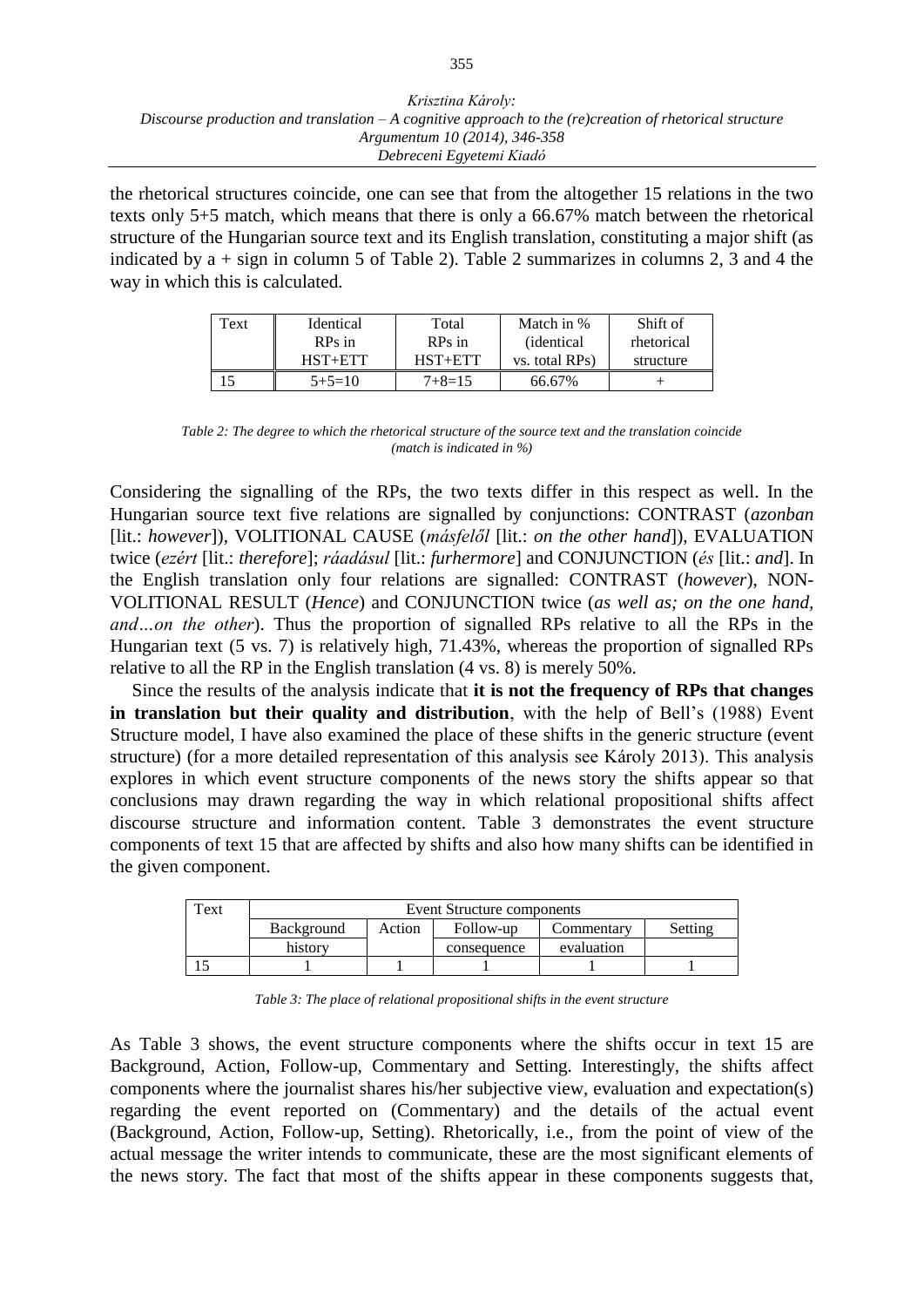the rhetorical structures coincide, one can see that from the altogether 15 relations in the two texts only 5+5 match, which means that there is only a 66.67% match between the rhetorical structure of the Hungarian source text and its English translation, constituting a major shift (as indicated by a + sign in column 5 of Table 2). Table 2 summarizes in columns 2, 3 and 4 the way in which this is calculated.

| Text | Identical RPs in HST+ETT | Total RPs in HST+ETT | Match in % (identical vs. total RPs) | Shift of rhetorical structure |
|---|---|---|---|---|
| 15 | 5+5=10 | 7+8=15 | 66.67% | + |

*Table 2: The degree to which the rhetorical structure of the source text and the translation coincide (match is indicated in %)*

Considering the signalling of the RPs, the two texts differ in this respect as well. In the Hungarian source text five relations are signalled by conjunctions: CONTRAST (*azonban* [lit.: *however*]), VOLITIONAL CAUSE (*másfelől* [lit.: *on the other hand*]), EVALUATION twice (*ezért* [lit.: *therefore*]; *ráadásul* [lit.: *furhermore*] and CONJUNCTION (*és* [lit.: *and*]. In the English translation only four relations are signalled: CONTRAST (*however*), NON-VOLITIONAL RESULT (*Hence*) and CONJUNCTION twice (*as well as; on the one hand, and…on the other*). Thus the proportion of signalled RPs relative to all the RPs in the Hungarian text (5 vs. 7) is relatively high, 71.43%, whereas the proportion of signalled RPs relative to all the RP in the English translation (4 vs. 8) is merely 50%.

Since the results of the analysis indicate that **it is not the frequency of RPs that changes in translation but their quality and distribution**, with the help of Bell's (1988) Event Structure model, I have also examined the place of these shifts in the generic structure (event structure) (for a more detailed representation of this analysis see Károly 2013). This analysis explores in which event structure components of the news story the shifts appear so that conclusions may drawn regarding the way in which relational propositional shifts affect discourse structure and information content. Table 3 demonstrates the event structure components of text 15 that are affected by shifts and also how many shifts can be identified in the given component.

| Text | Event Structure components | | | | |
|---|---|---|---|---|---|
| | Background | Action | Follow-up | Commentary | Setting |
| | history | | consequence | evaluation | |
| 15 | 1 | 1 | 1 | 1 | 1 |

*Table 3: The place of relational propositional shifts in the event structure*

As Table 3 shows, the event structure components where the shifts occur in text 15 are Background, Action, Follow-up, Commentary and Setting. Interestingly, the shifts affect components where the journalist shares his/her subjective view, evaluation and expectation(s) regarding the event reported on (Commentary) and the details of the actual event (Background, Action, Follow-up, Setting). Rhetorically, i.e., from the point of view of the actual message the writer intends to communicate, these are the most significant elements of the news story. The fact that most of the shifts appear in these components suggests that,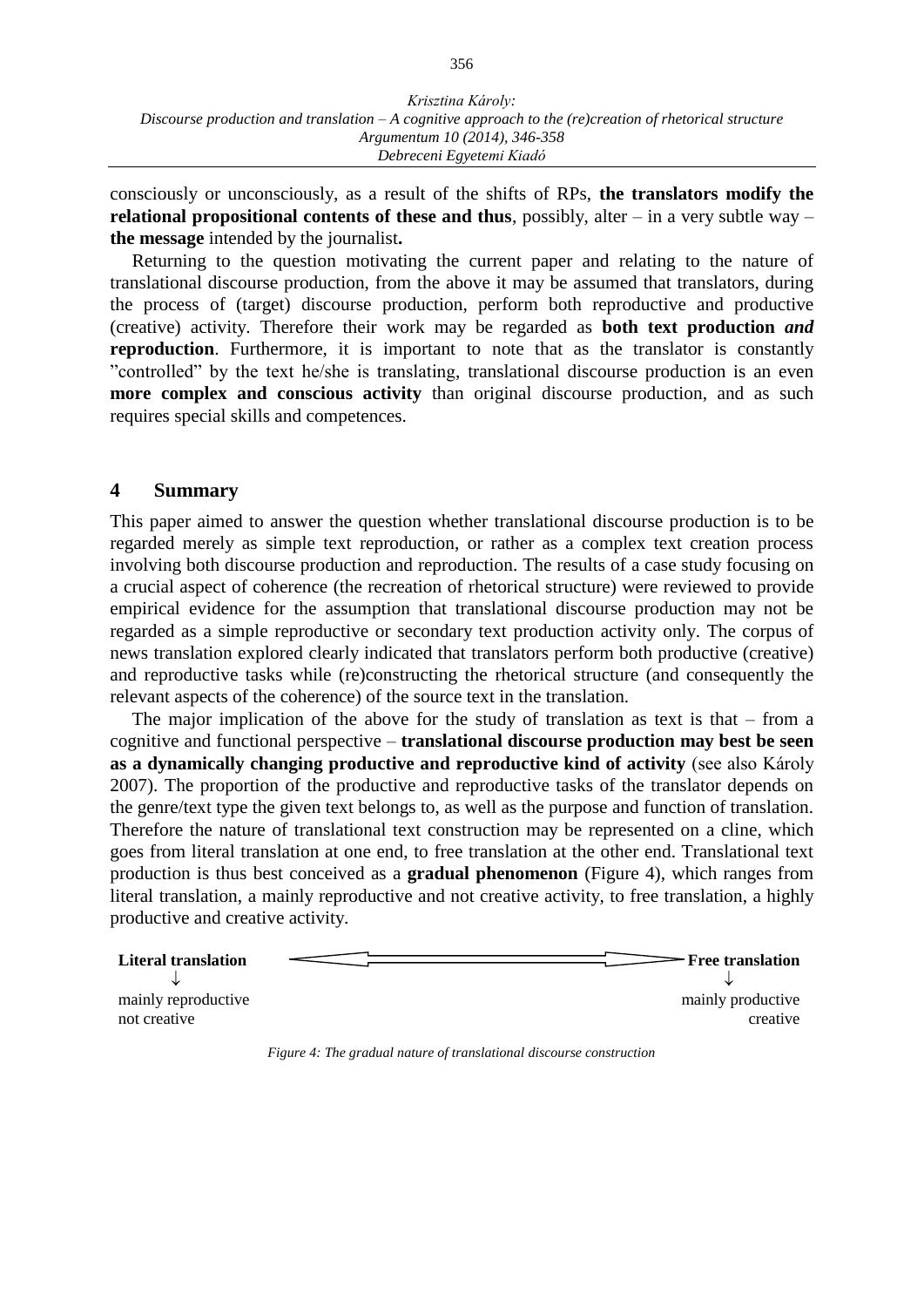consciously or unconsciously, as a result of the shifts of RPs, **the translators modify the relational propositional contents of these and thus**, possibly, alter – in a very subtle way – **the message** intended by the journalist**.**

Returning to the question motivating the current paper and relating to the nature of translational discourse production, from the above it may be assumed that translators, during the process of (target) discourse production, perform both reproductive and productive (creative) activity. Therefore their work may be regarded as **both text production *and* reproduction**. Furthermore, it is important to note that as the translator is constantly "controlled" by the text he/she is translating, translational discourse production is an even **more complex and conscious activity** than original discourse production, and as such requires special skills and competences.

## 4 Summary

This paper aimed to answer the question whether translational discourse production is to be regarded merely as simple text reproduction, or rather as a complex text creation process involving both discourse production and reproduction. The results of a case study focusing on a crucial aspect of coherence (the recreation of rhetorical structure) were reviewed to provide empirical evidence for the assumption that translational discourse production may not be regarded as a simple reproductive or secondary text production activity only. The corpus of news translation explored clearly indicated that translators perform both productive (creative) and reproductive tasks while (re)constructing the rhetorical structure (and consequently the relevant aspects of the coherence) of the source text in the translation.

The major implication of the above for the study of translation as text is that – from a cognitive and functional perspective – **translational discourse production may best be seen as a dynamically changing productive and reproductive kind of activity** (see also Károly 2007). The proportion of the productive and reproductive tasks of the translator depends on the genre/text type the given text belongs to, as well as the purpose and function of translation. Therefore the nature of translational text construction may be represented on a cline, which goes from literal translation at one end, to free translation at the other end. Translational text production is thus best conceived as a **gradual phenomenon** (Figure 4), which ranges from literal translation, a mainly reproductive and not creative activity, to free translation, a highly productive and creative activity.

**Literal translation** ⟵⟶ **Free translation**
↓ ↓
mainly reproductive — mainly productive
not creative — creative

*Figure 4: The gradual nature of translational discourse construction*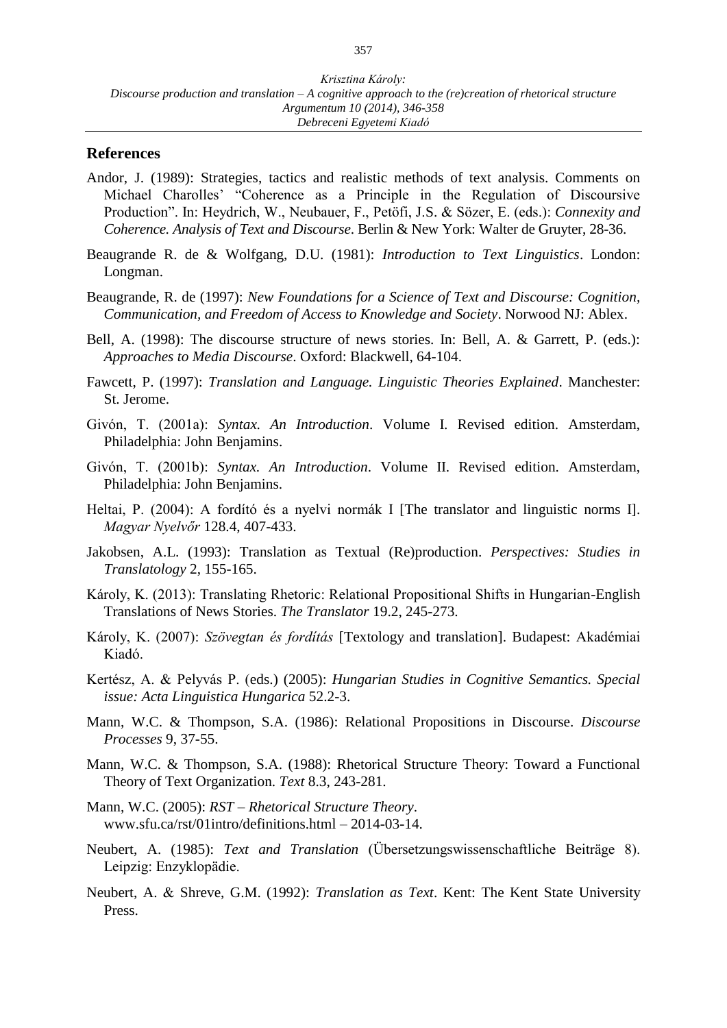## References

Andor, J. (1989): Strategies, tactics and realistic methods of text analysis. Comments on Michael Charolles' "Coherence as a Principle in the Regulation of Discoursive Production". In: Heydrich, W., Neubauer, F., Petöfi, J.S. & Sözer, E. (eds.): *Connexity and Coherence. Analysis of Text and Discourse*. Berlin & New York: Walter de Gruyter, 28-36.

Beaugrande R. de & Wolfgang, D.U. (1981): *Introduction to Text Linguistics*. London: Longman.

Beaugrande, R. de (1997): *New Foundations for a Science of Text and Discourse: Cognition, Communication, and Freedom of Access to Knowledge and Society*. Norwood NJ: Ablex.

Bell, A. (1998): The discourse structure of news stories. In: Bell, A. & Garrett, P. (eds.): *Approaches to Media Discourse*. Oxford: Blackwell, 64-104.

Fawcett, P. (1997): *Translation and Language. Linguistic Theories Explained*. Manchester: St. Jerome.

Givón, T. (2001a): *Syntax. An Introduction*. Volume I. Revised edition. Amsterdam, Philadelphia: John Benjamins.

Givón, T. (2001b): *Syntax. An Introduction*. Volume II. Revised edition. Amsterdam, Philadelphia: John Benjamins.

Heltai, P. (2004): A fordító és a nyelvi normák I [The translator and linguistic norms I]. *Magyar Nyelvőr* 128.4, 407-433.

Jakobsen, A.L. (1993): Translation as Textual (Re)production. *Perspectives: Studies in Translatology* 2, 155-165.

Károly, K. (2013): Translating Rhetoric: Relational Propositional Shifts in Hungarian-English Translations of News Stories. *The Translator* 19.2, 245-273.

Károly, K. (2007): *Szövegtan és fordítás* [Textology and translation]. Budapest: Akadémiai Kiadó.

Kertész, A. & Pelyvás P. (eds.) (2005): *Hungarian Studies in Cognitive Semantics. Special issue: Acta Linguistica Hungarica* 52.2-3.

Mann, W.C. & Thompson, S.A. (1986): Relational Propositions in Discourse. *Discourse Processes* 9, 37-55.

Mann, W.C. & Thompson, S.A. (1988): Rhetorical Structure Theory: Toward a Functional Theory of Text Organization. *Text* 8.3, 243-281.

Mann, W.C. (2005): *RST – Rhetorical Structure Theory*. www.sfu.ca/rst/01intro/definitions.html – 2014-03-14.

Neubert, A. (1985): *Text and Translation* (Übersetzungswissenschaftliche Beiträge 8). Leipzig: Enzyklopädie.

Neubert, A. & Shreve, G.M. (1992): *Translation as Text*. Kent: The Kent State University Press.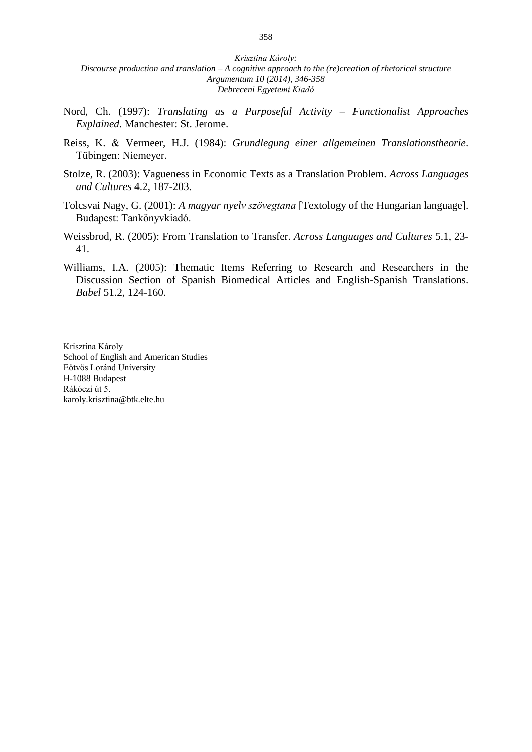Nord, Ch. (1997): *Translating as a Purposeful Activity – Functionalist Approaches Explained*. Manchester: St. Jerome.

Reiss, K. & Vermeer, H.J. (1984): *Grundlegung einer allgemeinen Translationstheorie*. Tübingen: Niemeyer.

Stolze, R. (2003): Vagueness in Economic Texts as a Translation Problem. *Across Languages and Cultures* 4.2, 187-203.

Tolcsvai Nagy, G. (2001): *A magyar nyelv szövegtana* [Textology of the Hungarian language]. Budapest: Tankönyvkiadó.

Weissbrod, R. (2005): From Translation to Transfer. *Across Languages and Cultures* 5.1, 23-41.

Williams, I.A. (2005): Thematic Items Referring to Research and Researchers in the Discussion Section of Spanish Biomedical Articles and English-Spanish Translations. *Babel* 51.2, 124-160.

Krisztina Károly
School of English and American Studies
Eötvös Loránd University
H-1088 Budapest
Rákóczi út 5.
karoly.krisztina@btk.elte.hu